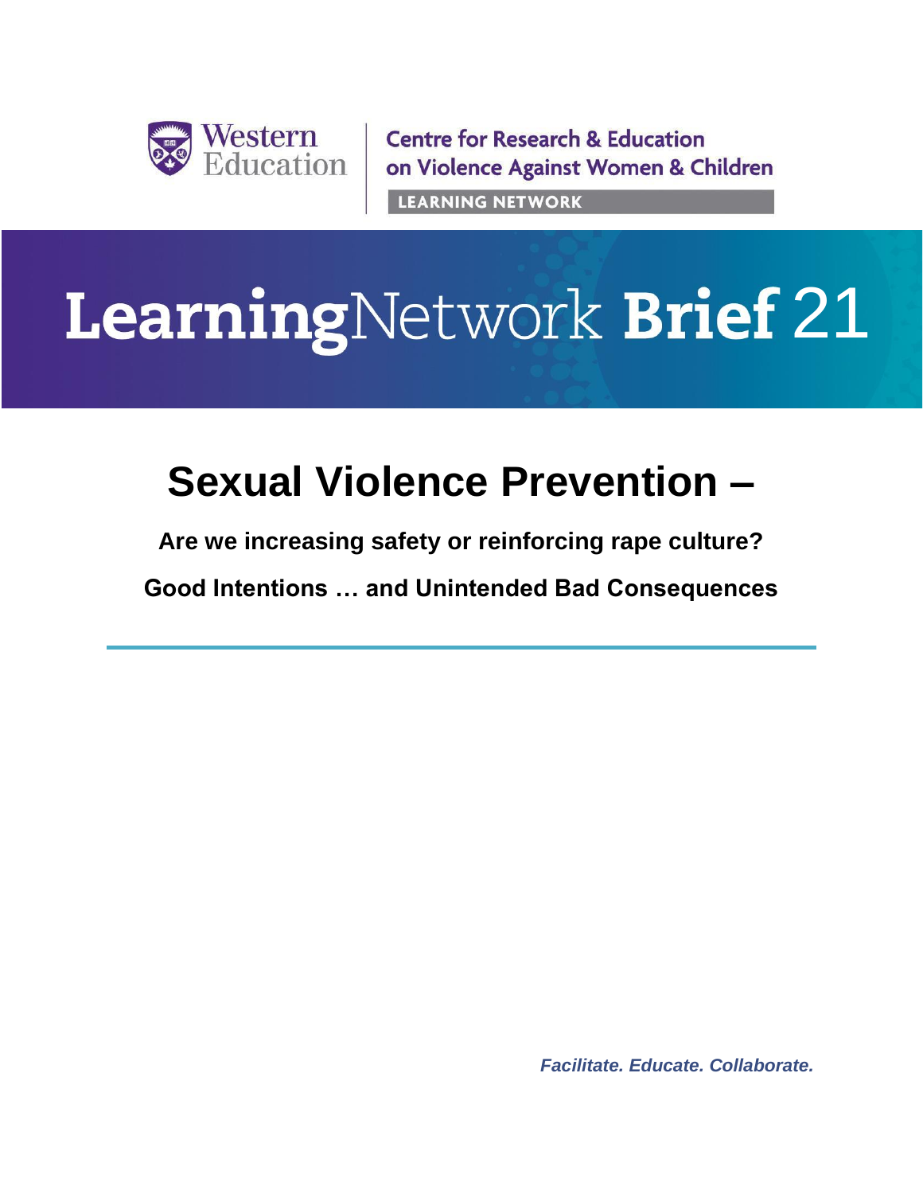Western Education

Centre for Research & Education on Violence Against Women & Children

LEARNING NETWORK

# LearningNetwork Brief 21

## Sexual Violence Prevention –

**Are we increasing safety or reinforcing rape culture?**

**Good Intentions … and Unintended Bad Consequences**

***Facilitate. Educate. Collaborate.***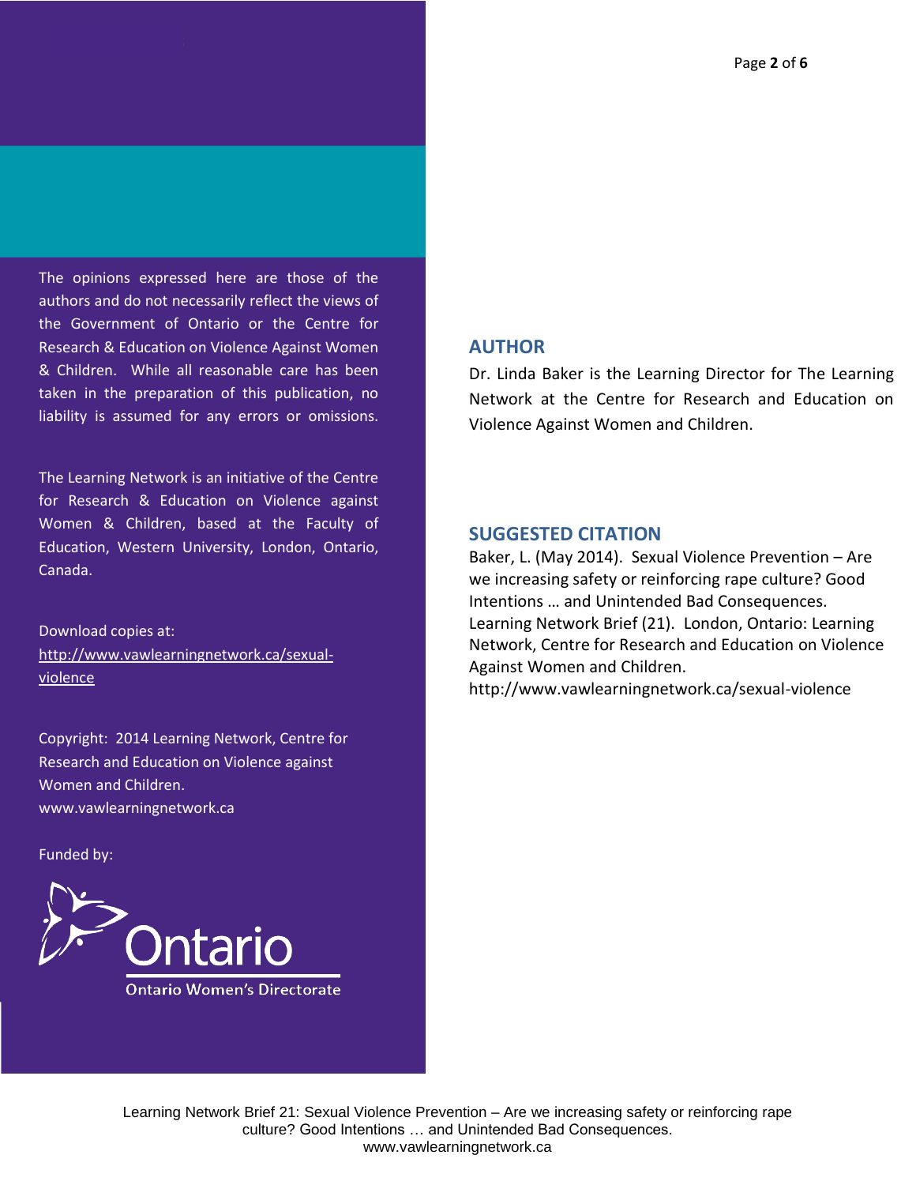The opinions expressed here are those of the authors and do not necessarily reflect the views of the Government of Ontario or the Centre for Research & Education on Violence Against Women & Children. While all reasonable care has been taken in the preparation of this publication, no liability is assumed for any errors or omissions.

The Learning Network is an initiative of the Centre for Research & Education on Violence against Women & Children, based at the Faculty of Education, Western University, London, Ontario, Canada.

Download copies at: http://www.vawlearningnetwork.ca/sexual-violence

Copyright: 2014 Learning Network, Centre for Research and Education on Violence against Women and Children. www.vawlearningnetwork.ca

Funded by:

Ontario

Ontario Women's Directorate

## AUTHOR

Dr. Linda Baker is the Learning Director for The Learning Network at the Centre for Research and Education on Violence Against Women and Children.

## SUGGESTED CITATION

Baker, L. (May 2014). Sexual Violence Prevention – Are we increasing safety or reinforcing rape culture? Good Intentions … and Unintended Bad Consequences. Learning Network Brief (21). London, Ontario: Learning Network, Centre for Research and Education on Violence Against Women and Children. http://www.vawlearningnetwork.ca/sexual-violence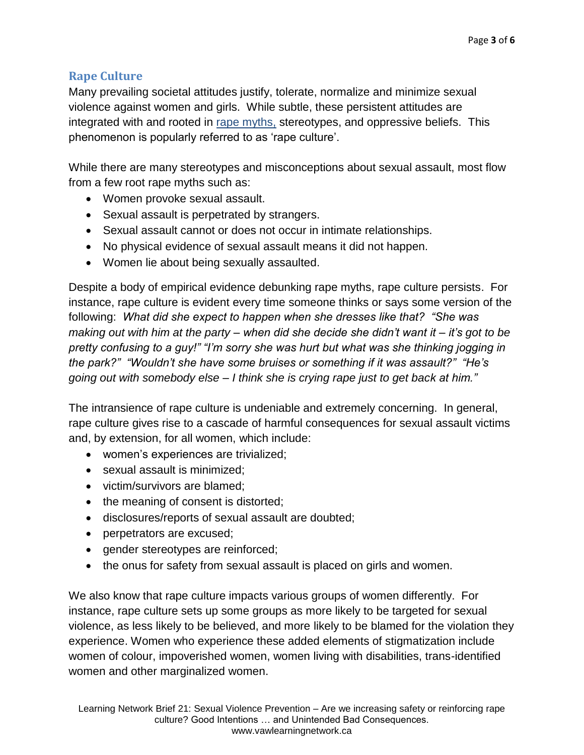## Rape Culture

Many prevailing societal attitudes justify, tolerate, normalize and minimize sexual violence against women and girls. While subtle, these persistent attitudes are integrated with and rooted in rape myths, stereotypes, and oppressive beliefs. This phenomenon is popularly referred to as 'rape culture'.

While there are many stereotypes and misconceptions about sexual assault, most flow from a few root rape myths such as:

- Women provoke sexual assault.
- Sexual assault is perpetrated by strangers.
- Sexual assault cannot or does not occur in intimate relationships.
- No physical evidence of sexual assault means it did not happen.
- Women lie about being sexually assaulted.

Despite a body of empirical evidence debunking rape myths, rape culture persists. For instance, rape culture is evident every time someone thinks or says some version of the following: *What did she expect to happen when she dresses like that? "She was making out with him at the party – when did she decide she didn't want it – it's got to be pretty confusing to a guy!" "I'm sorry she was hurt but what was she thinking jogging in the park?" "Wouldn't she have some bruises or something if it was assault?" "He's going out with somebody else – I think she is crying rape just to get back at him."*

The intransience of rape culture is undeniable and extremely concerning. In general, rape culture gives rise to a cascade of harmful consequences for sexual assault victims and, by extension, for all women, which include:

- women's experiences are trivialized;
- sexual assault is minimized;
- victim/survivors are blamed;
- the meaning of consent is distorted;
- disclosures/reports of sexual assault are doubted;
- perpetrators are excused;
- gender stereotypes are reinforced;
- the onus for safety from sexual assault is placed on girls and women.

We also know that rape culture impacts various groups of women differently. For instance, rape culture sets up some groups as more likely to be targeted for sexual violence, as less likely to be believed, and more likely to be blamed for the violation they experience. Women who experience these added elements of stigmatization include women of colour, impoverished women, women living with disabilities, trans-identified women and other marginalized women.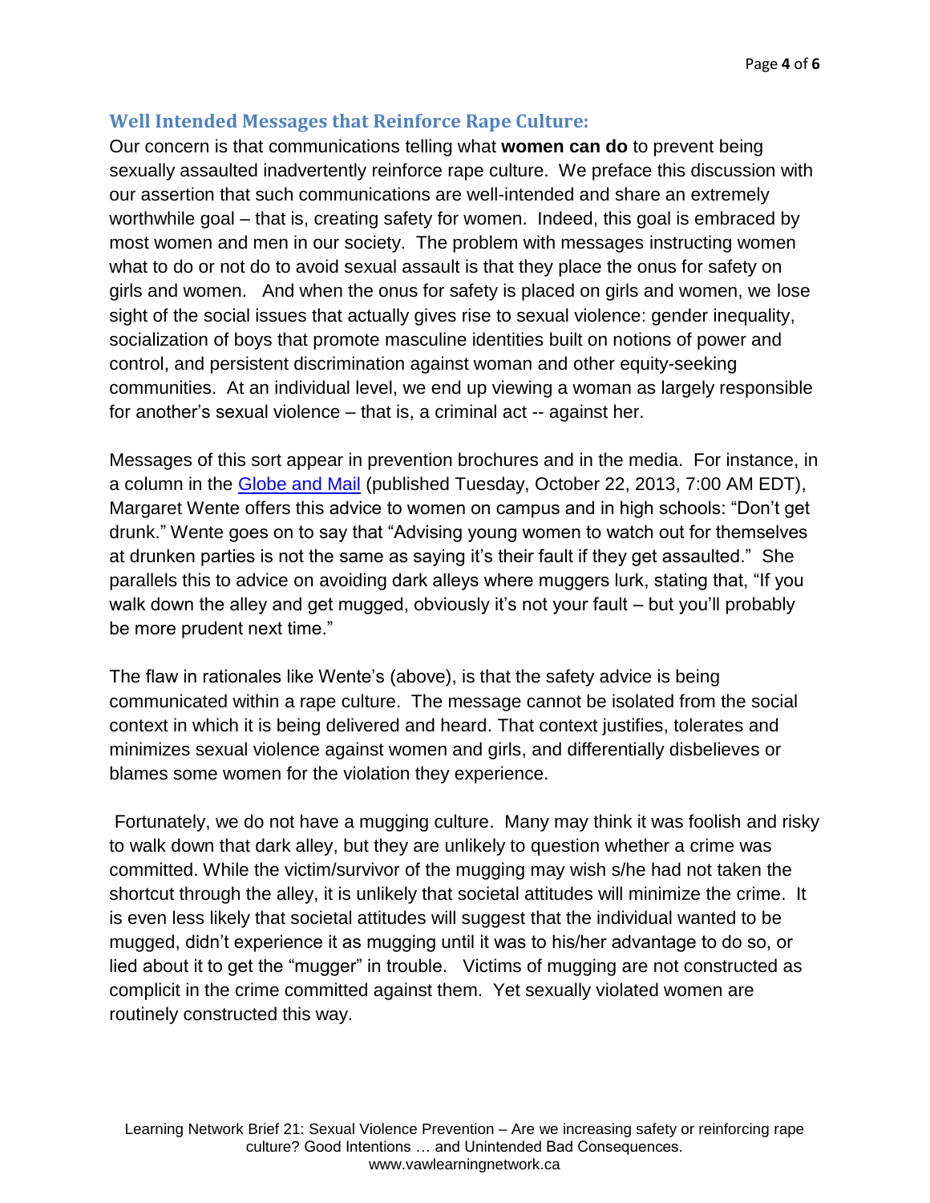## Well Intended Messages that Reinforce Rape Culture:

Our concern is that communications telling what **women can do** to prevent being sexually assaulted inadvertently reinforce rape culture. We preface this discussion with our assertion that such communications are well-intended and share an extremely worthwhile goal – that is, creating safety for women. Indeed, this goal is embraced by most women and men in our society. The problem with messages instructing women what to do or not do to avoid sexual assault is that they place the onus for safety on girls and women. And when the onus for safety is placed on girls and women, we lose sight of the social issues that actually gives rise to sexual violence: gender inequality, socialization of boys that promote masculine identities built on notions of power and control, and persistent discrimination against woman and other equity-seeking communities. At an individual level, we end up viewing a woman as largely responsible for another's sexual violence – that is, a criminal act -- against her.

Messages of this sort appear in prevention brochures and in the media. For instance, in a column in the Globe and Mail (published Tuesday, October 22, 2013, 7:00 AM EDT), Margaret Wente offers this advice to women on campus and in high schools: "Don't get drunk." Wente goes on to say that "Advising young women to watch out for themselves at drunken parties is not the same as saying it's their fault if they get assaulted." She parallels this to advice on avoiding dark alleys where muggers lurk, stating that, "If you walk down the alley and get mugged, obviously it's not your fault – but you'll probably be more prudent next time."

The flaw in rationales like Wente's (above), is that the safety advice is being communicated within a rape culture. The message cannot be isolated from the social context in which it is being delivered and heard. That context justifies, tolerates and minimizes sexual violence against women and girls, and differentially disbelieves or blames some women for the violation they experience.

Fortunately, we do not have a mugging culture. Many may think it was foolish and risky to walk down that dark alley, but they are unlikely to question whether a crime was committed. While the victim/survivor of the mugging may wish s/he had not taken the shortcut through the alley, it is unlikely that societal attitudes will minimize the crime. It is even less likely that societal attitudes will suggest that the individual wanted to be mugged, didn't experience it as mugging until it was to his/her advantage to do so, or lied about it to get the "mugger" in trouble. Victims of mugging are not constructed as complicit in the crime committed against them. Yet sexually violated women are routinely constructed this way.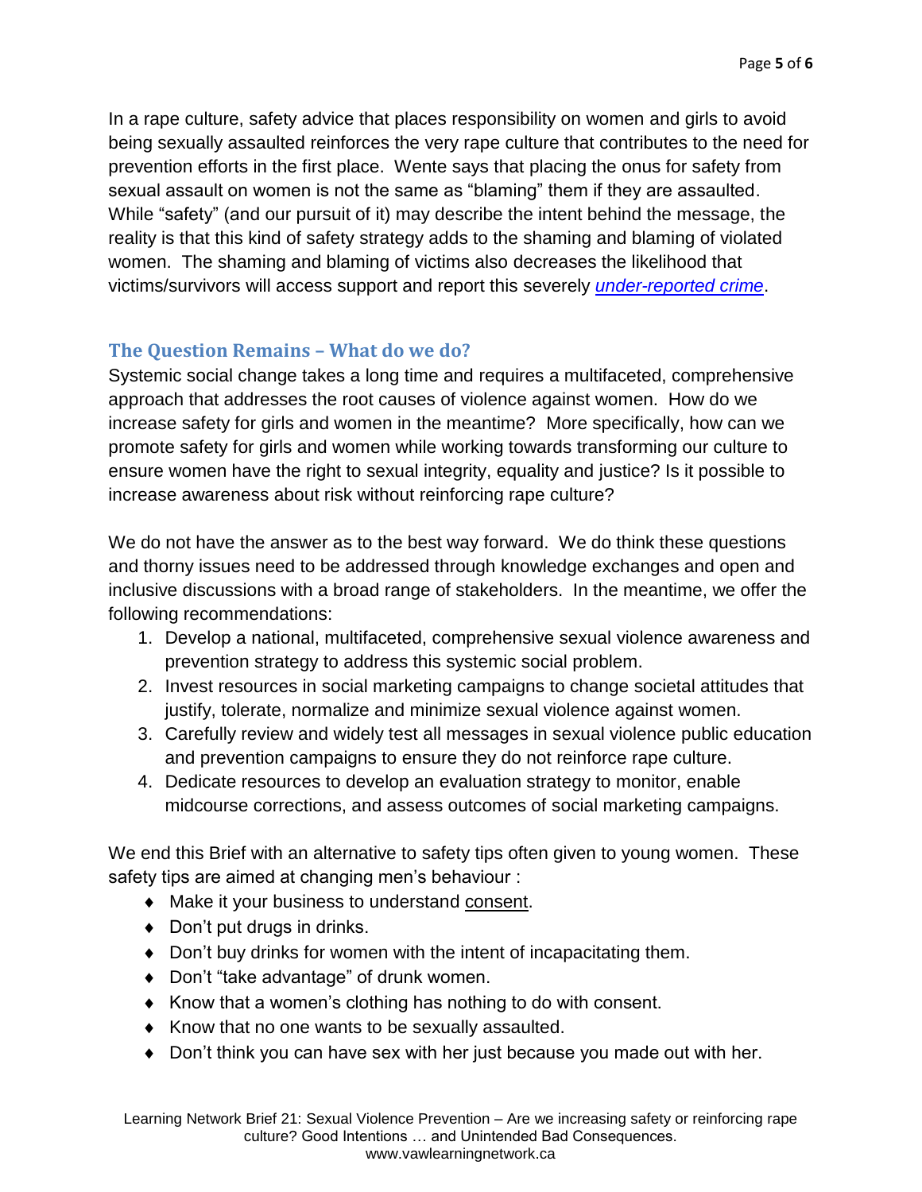In a rape culture, safety advice that places responsibility on women and girls to avoid being sexually assaulted reinforces the very rape culture that contributes to the need for prevention efforts in the first place. Wente says that placing the onus for safety from sexual assault on women is not the same as "blaming" them if they are assaulted. While "safety" (and our pursuit of it) may describe the intent behind the message, the reality is that this kind of safety strategy adds to the shaming and blaming of violated women. The shaming and blaming of victims also decreases the likelihood that victims/survivors will access support and report this severely *under-reported crime*.

## The Question Remains – What do we do?

Systemic social change takes a long time and requires a multifaceted, comprehensive approach that addresses the root causes of violence against women. How do we increase safety for girls and women in the meantime? More specifically, how can we promote safety for girls and women while working towards transforming our culture to ensure women have the right to sexual integrity, equality and justice? Is it possible to increase awareness about risk without reinforcing rape culture?

We do not have the answer as to the best way forward. We do think these questions and thorny issues need to be addressed through knowledge exchanges and open and inclusive discussions with a broad range of stakeholders. In the meantime, we offer the following recommendations:

1. Develop a national, multifaceted, comprehensive sexual violence awareness and prevention strategy to address this systemic social problem.
2. Invest resources in social marketing campaigns to change societal attitudes that justify, tolerate, normalize and minimize sexual violence against women.
3. Carefully review and widely test all messages in sexual violence public education and prevention campaigns to ensure they do not reinforce rape culture.
4. Dedicate resources to develop an evaluation strategy to monitor, enable midcourse corrections, and assess outcomes of social marketing campaigns.

We end this Brief with an alternative to safety tips often given to young women. These safety tips are aimed at changing men's behaviour :

- Make it your business to understand consent.
- Don't put drugs in drinks.
- Don't buy drinks for women with the intent of incapacitating them.
- Don't "take advantage" of drunk women.
- Know that a women's clothing has nothing to do with consent.
- Know that no one wants to be sexually assaulted.
- Don't think you can have sex with her just because you made out with her.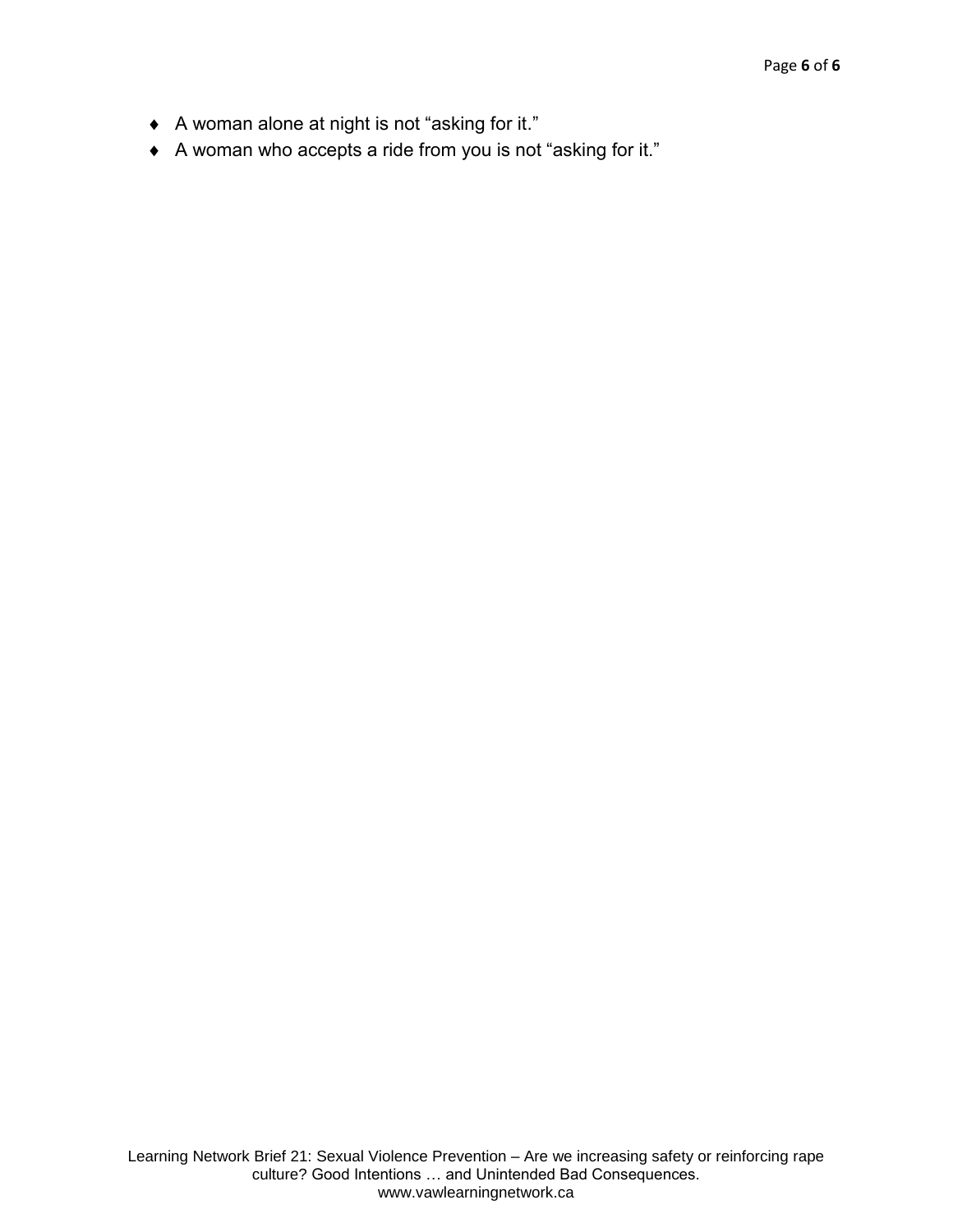- A woman alone at night is not “asking for it.”
- A woman who accepts a ride from you is not “asking for it.”